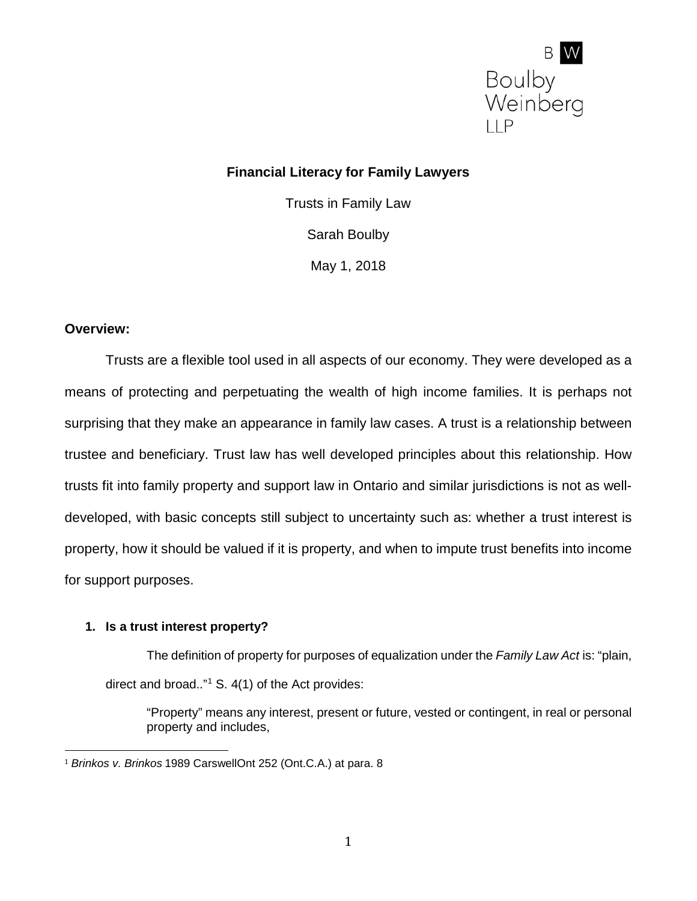B W
Boulby
Weinberg
LLP

**Financial Literacy for Family Lawyers**

Trusts in Family Law

Sarah Boulby

May 1, 2018

**Overview:**

Trusts are a flexible tool used in all aspects of our economy. They were developed as a means of protecting and perpetuating the wealth of high income families. It is perhaps not surprising that they make an appearance in family law cases. A trust is a relationship between trustee and beneficiary. Trust law has well developed principles about this relationship. How trusts fit into family property and support law in Ontario and similar jurisdictions is not as well-developed, with basic concepts still subject to uncertainty such as: whether a trust interest is property, how it should be valued if it is property, and when to impute trust benefits into income for support purposes.

**1. Is a trust interest property?**

The definition of property for purposes of equalization under the *Family Law Act* is: "plain, direct and broad.."[1] S. 4(1) of the Act provides:

> "Property" means any interest, present or future, vested or contingent, in real or personal property and includes,

[1] *Brinkos v. Brinkos* 1989 CarswellOnt 252 (Ont.C.A.) at para. 8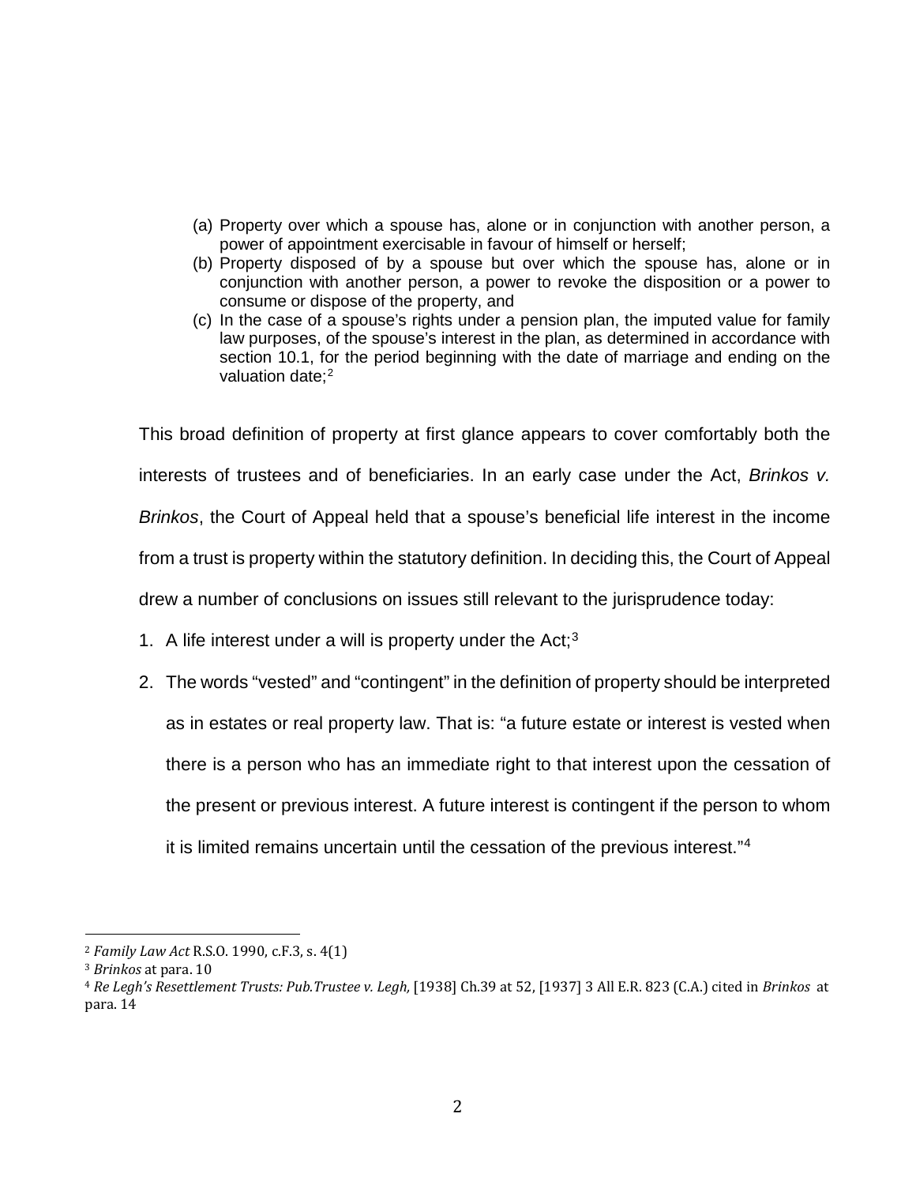(a) Property over which a spouse has, alone or in conjunction with another person, a power of appointment exercisable in favour of himself or herself;
(b) Property disposed of by a spouse but over which the spouse has, alone or in conjunction with another person, a power to revoke the disposition or a power to consume or dispose of the property, and
(c) In the case of a spouse's rights under a pension plan, the imputed value for family law purposes, of the spouse's interest in the plan, as determined in accordance with section 10.1, for the period beginning with the date of marriage and ending on the valuation date;[2]

This broad definition of property at first glance appears to cover comfortably both the interests of trustees and of beneficiaries. In an early case under the Act, *Brinkos v. Brinkos*, the Court of Appeal held that a spouse's beneficial life interest in the income from a trust is property within the statutory definition. In deciding this, the Court of Appeal drew a number of conclusions on issues still relevant to the jurisprudence today:

1. A life interest under a will is property under the Act;[3]
2. The words "vested" and "contingent" in the definition of property should be interpreted as in estates or real property law. That is: "a future estate or interest is vested when there is a person who has an immediate right to that interest upon the cessation of the present or previous interest. A future interest is contingent if the person to whom it is limited remains uncertain until the cessation of the previous interest."[4]

---

[2] *Family Law Act* R.S.O. 1990, c.F.3, s. 4(1)

[3] *Brinkos* at para. 10

[4] *Re Legh's Resettlement Trusts: Pub.Trustee v. Legh,* [1938] Ch.39 at 52, [1937] 3 All E.R. 823 (C.A.) cited in *Brinkos* at para. 14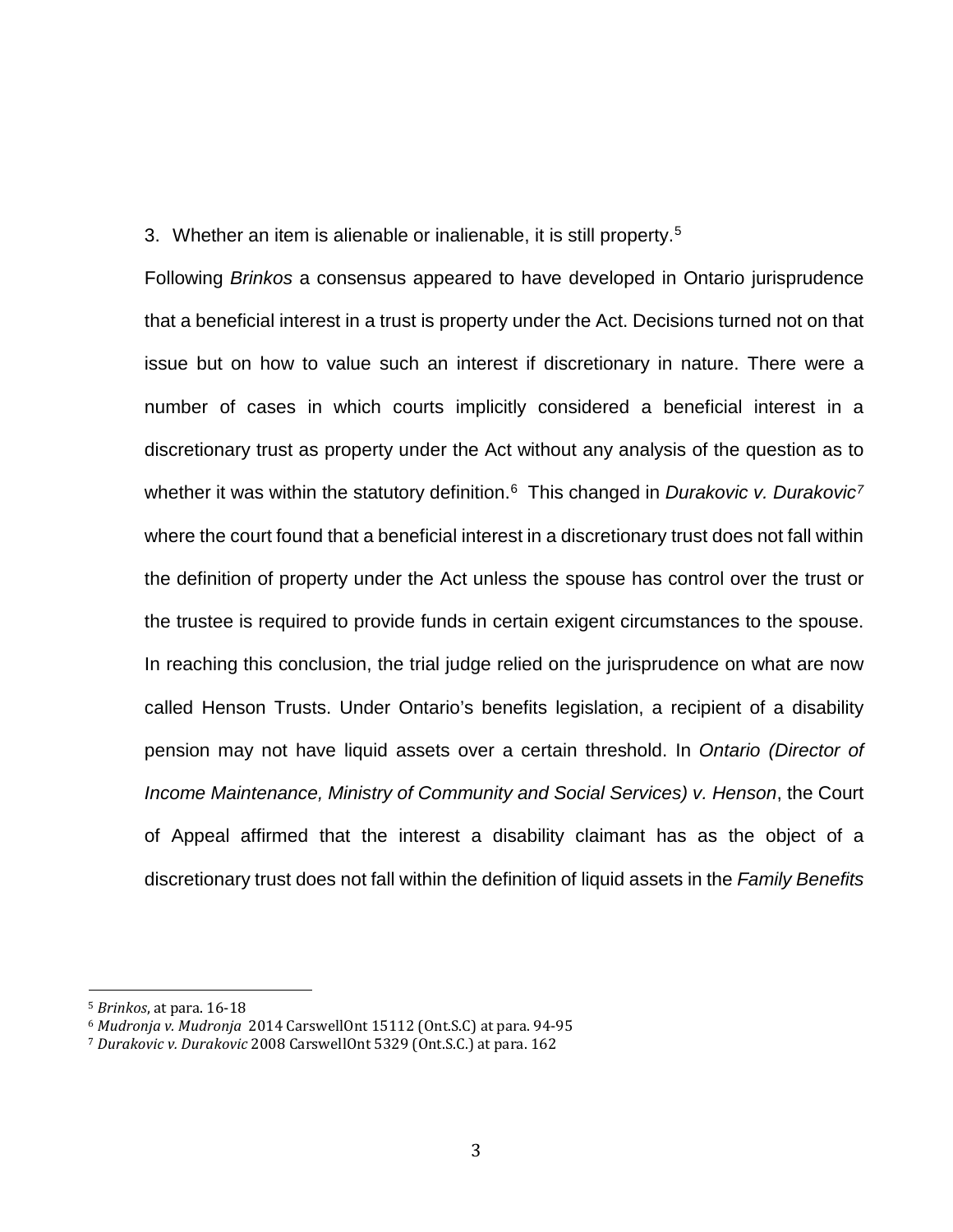3. Whether an item is alienable or inalienable, it is still property.[5]

Following *Brinkos* a consensus appeared to have developed in Ontario jurisprudence that a beneficial interest in a trust is property under the Act. Decisions turned not on that issue but on how to value such an interest if discretionary in nature. There were a number of cases in which courts implicitly considered a beneficial interest in a discretionary trust as property under the Act without any analysis of the question as to whether it was within the statutory definition.[6] This changed in *Durakovic v. Durakovic*[7] where the court found that a beneficial interest in a discretionary trust does not fall within the definition of property under the Act unless the spouse has control over the trust or the trustee is required to provide funds in certain exigent circumstances to the spouse. In reaching this conclusion, the trial judge relied on the jurisprudence on what are now called Henson Trusts. Under Ontario's benefits legislation, a recipient of a disability pension may not have liquid assets over a certain threshold. In *Ontario (Director of Income Maintenance, Ministry of Community and Social Services) v. Henson*, the Court of Appeal affirmed that the interest a disability claimant has as the object of a discretionary trust does not fall within the definition of liquid assets in the *Family Benefits*

---

[5] *Brinkos*, at para. 16-18

[6] *Mudronja v. Mudronja* 2014 CarswellOnt 15112 (Ont.S.C) at para. 94-95

[7] *Durakovic v. Durakovic* 2008 CarswellOnt 5329 (Ont.S.C.) at para. 162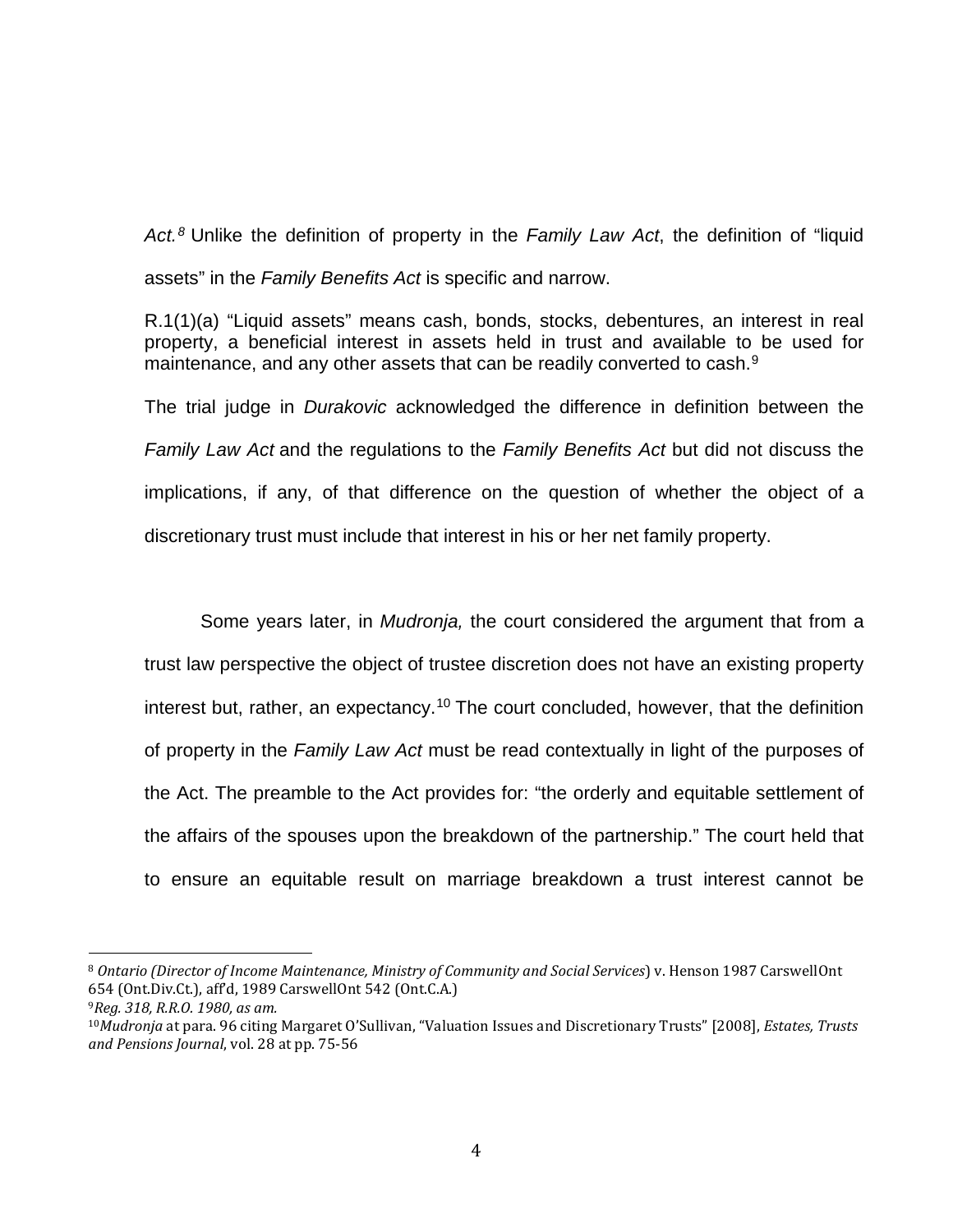*Act.*[8] Unlike the definition of property in the *Family Law Act*, the definition of "liquid assets" in the *Family Benefits Act* is specific and narrow.

R.1(1)(a) "Liquid assets" means cash, bonds, stocks, debentures, an interest in real property, a beneficial interest in assets held in trust and available to be used for maintenance, and any other assets that can be readily converted to cash.[9]

The trial judge in *Durakovic* acknowledged the difference in definition between the *Family Law Act* and the regulations to the *Family Benefits Act* but did not discuss the implications, if any, of that difference on the question of whether the object of a discretionary trust must include that interest in his or her net family property.

Some years later, in *Mudronja,* the court considered the argument that from a trust law perspective the object of trustee discretion does not have an existing property interest but, rather, an expectancy.[10] The court concluded, however, that the definition of property in the *Family Law Act* must be read contextually in light of the purposes of the Act. The preamble to the Act provides for: "the orderly and equitable settlement of the affairs of the spouses upon the breakdown of the partnership." The court held that to ensure an equitable result on marriage breakdown a trust interest cannot be

---

[8] *Ontario (Director of Income Maintenance, Ministry of Community and Social Services*) v. Henson 1987 CarswellOnt 654 (Ont.Div.Ct.), aff'd, 1989 CarswellOnt 542 (Ont.C.A.)

[9] *Reg. 318, R.R.O. 1980, as am.*

[10] *Mudronja* at para. 96 citing Margaret O'Sullivan, "Valuation Issues and Discretionary Trusts" [2008], *Estates, Trusts and Pensions Journal*, vol. 28 at pp. 75-56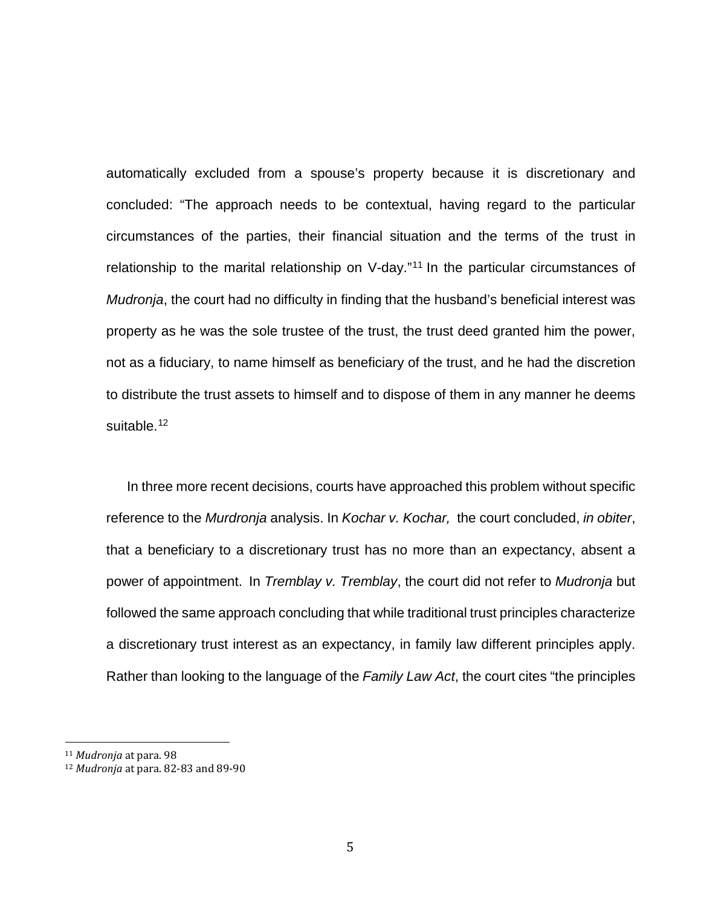automatically excluded from a spouse's property because it is discretionary and concluded: "The approach needs to be contextual, having regard to the particular circumstances of the parties, their financial situation and the terms of the trust in relationship to the marital relationship on V-day."[11] In the particular circumstances of *Mudronja*, the court had no difficulty in finding that the husband's beneficial interest was property as he was the sole trustee of the trust, the trust deed granted him the power, not as a fiduciary, to name himself as beneficiary of the trust, and he had the discretion to distribute the trust assets to himself and to dispose of them in any manner he deems suitable.[12]

In three more recent decisions, courts have approached this problem without specific reference to the *Murdronja* analysis. In *Kochar v. Kochar,* the court concluded, *in obiter*, that a beneficiary to a discretionary trust has no more than an expectancy, absent a power of appointment. In *Tremblay v. Tremblay*, the court did not refer to *Mudronja* but followed the same approach concluding that while traditional trust principles characterize a discretionary trust interest as an expectancy, in family law different principles apply. Rather than looking to the language of the *Family Law Act*, the court cites "the principles

[11] *Mudronja* at para. 98

[12] *Mudronja* at para. 82-83 and 89-90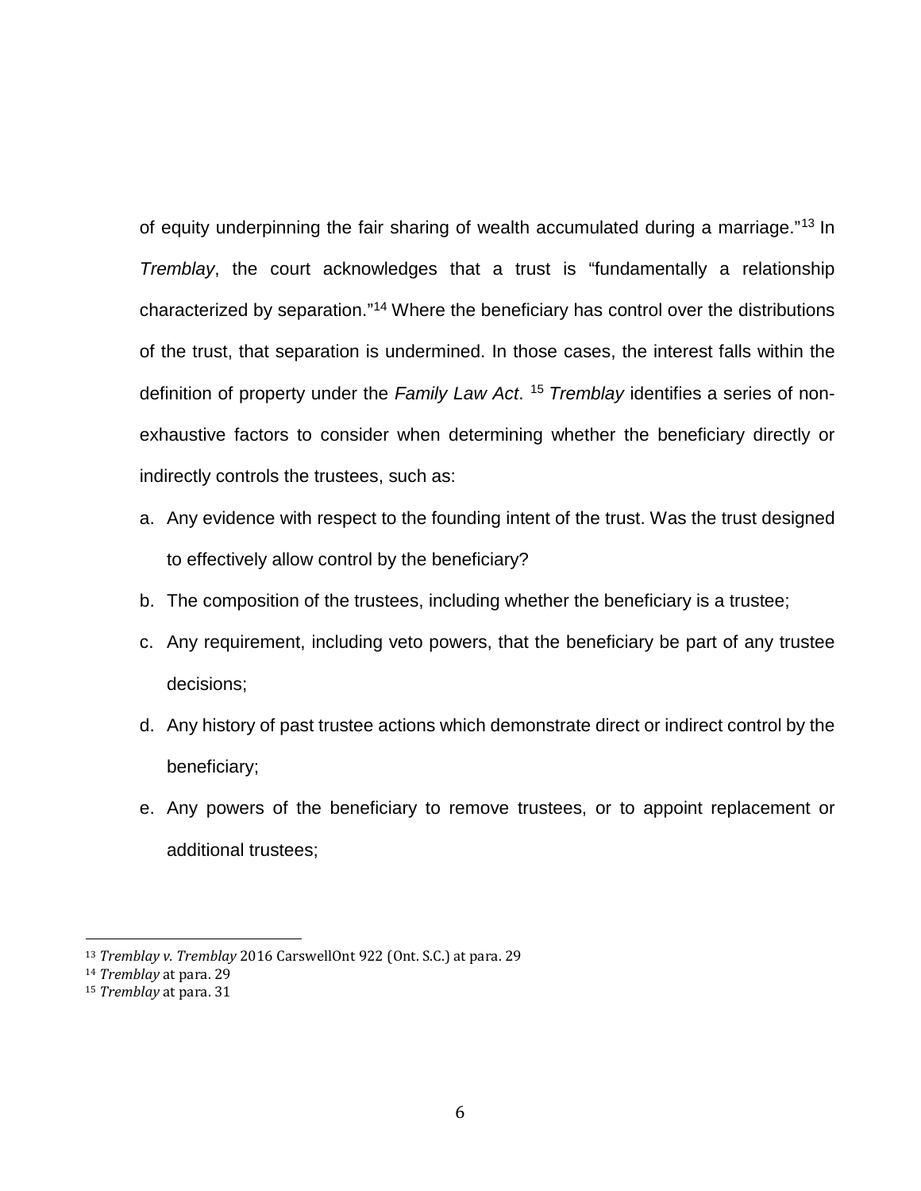of equity underpinning the fair sharing of wealth accumulated during a marriage."[13] In *Tremblay*, the court acknowledges that a trust is "fundamentally a relationship characterized by separation."[14] Where the beneficiary has control over the distributions of the trust, that separation is undermined. In those cases, the interest falls within the definition of property under the *Family Law Act*. [15] *Tremblay* identifies a series of non-exhaustive factors to consider when determining whether the beneficiary directly or indirectly controls the trustees, such as:

a. Any evidence with respect to the founding intent of the trust. Was the trust designed to effectively allow control by the beneficiary?

b. The composition of the trustees, including whether the beneficiary is a trustee;

c. Any requirement, including veto powers, that the beneficiary be part of any trustee decisions;

d. Any history of past trustee actions which demonstrate direct or indirect control by the beneficiary;

e. Any powers of the beneficiary to remove trustees, or to appoint replacement or additional trustees;

---

[13] *Tremblay v. Tremblay* 2016 CarswellOnt 922 (Ont. S.C.) at para. 29

[14] *Tremblay* at para. 29

[15] *Tremblay* at para. 31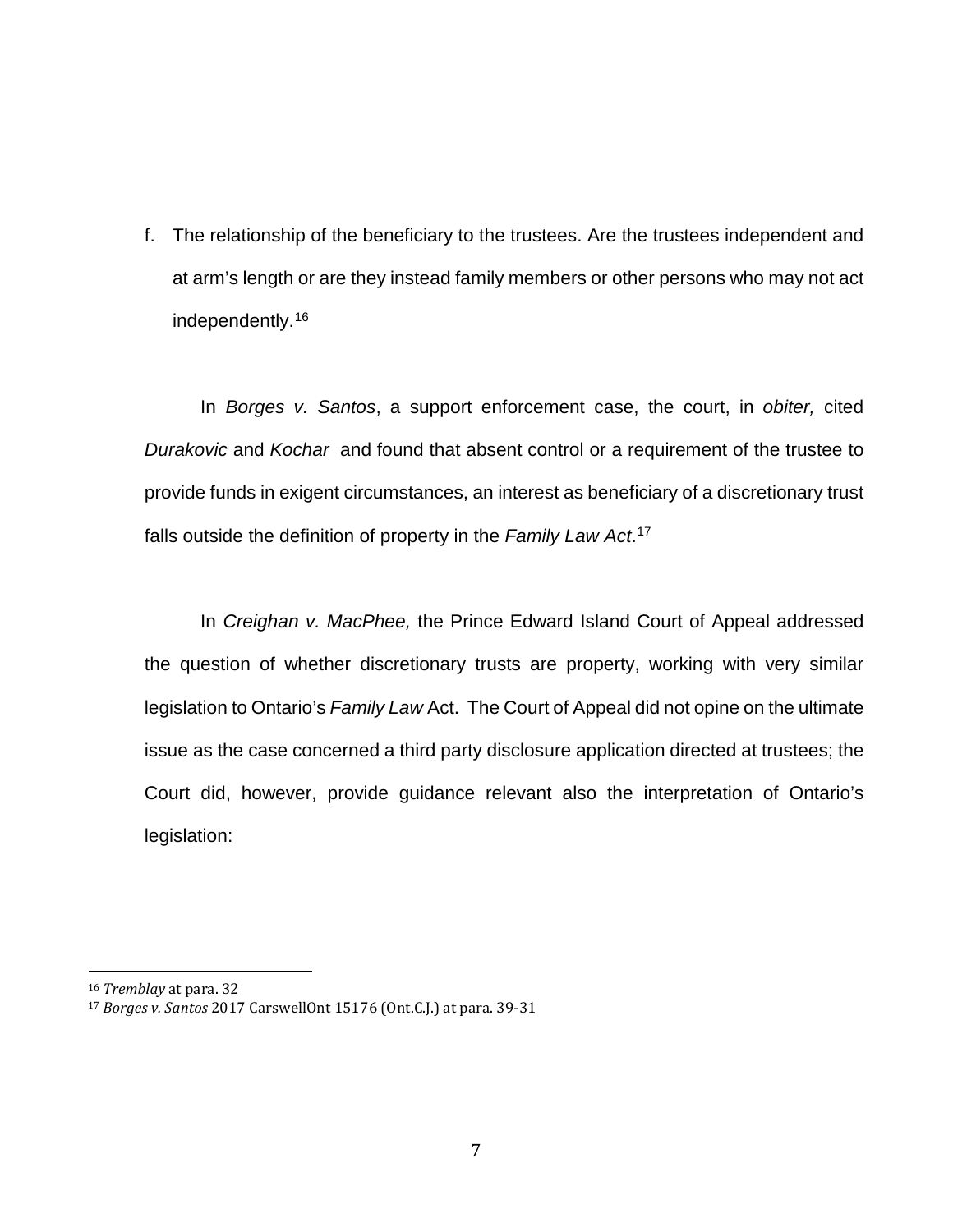f. The relationship of the beneficiary to the trustees. Are the trustees independent and at arm's length or are they instead family members or other persons who may not act independently.[16]

In *Borges v. Santos*, a support enforcement case, the court, in *obiter,* cited *Durakovic* and *Kochar* and found that absent control or a requirement of the trustee to provide funds in exigent circumstances, an interest as beneficiary of a discretionary trust falls outside the definition of property in the *Family Law Act*.[17]

In *Creighan v. MacPhee,* the Prince Edward Island Court of Appeal addressed the question of whether discretionary trusts are property, working with very similar legislation to Ontario's *Family Law* Act. The Court of Appeal did not opine on the ultimate issue as the case concerned a third party disclosure application directed at trustees; the Court did, however, provide guidance relevant also the interpretation of Ontario's legislation:

---

[16] *Tremblay* at para. 32

[17] *Borges v. Santos* 2017 CarswellOnt 15176 (Ont.C.J.) at para. 39-31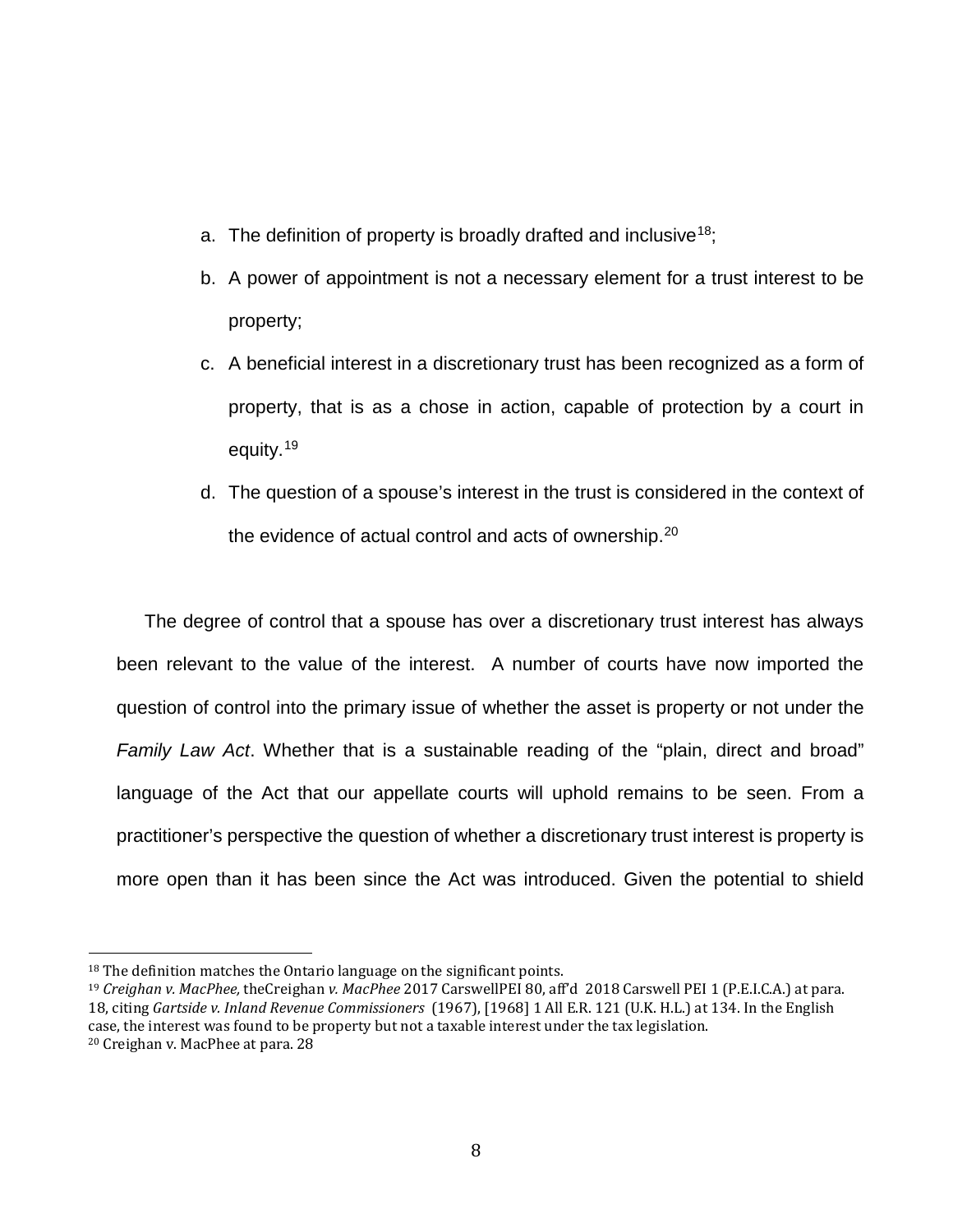a. The definition of property is broadly drafted and inclusive[18];

b. A power of appointment is not a necessary element for a trust interest to be property;

c. A beneficial interest in a discretionary trust has been recognized as a form of property, that is as a chose in action, capable of protection by a court in equity.[19]

d. The question of a spouse's interest in the trust is considered in the context of the evidence of actual control and acts of ownership.[20]

The degree of control that a spouse has over a discretionary trust interest has always been relevant to the value of the interest. A number of courts have now imported the question of control into the primary issue of whether the asset is property or not under the *Family Law Act*. Whether that is a sustainable reading of the "plain, direct and broad" language of the Act that our appellate courts will uphold remains to be seen. From a practitioner's perspective the question of whether a discretionary trust interest is property is more open than it has been since the Act was introduced. Given the potential to shield

---

[18] The definition matches the Ontario language on the significant points.

[19] *Creighan v. MacPhee,* theCreighan *v. MacPhee* 2017 CarswellPEI 80, aff'd 2018 Carswell PEI 1 (P.E.I.C.A.) at para. 18, citing *Gartside v. Inland Revenue Commissioners* (1967), [1968] 1 All E.R. 121 (U.K. H.L.) at 134. In the English case, the interest was found to be property but not a taxable interest under the tax legislation.

[20] Creighan v. MacPhee at para. 28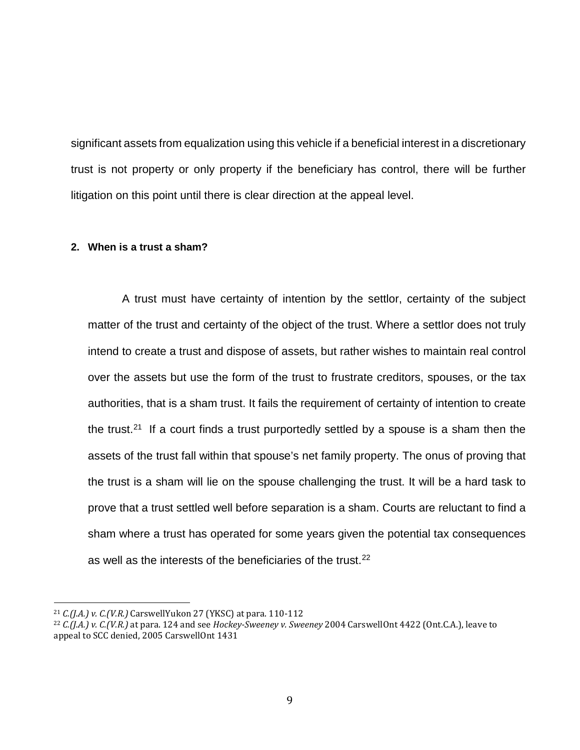significant assets from equalization using this vehicle if a beneficial interest in a discretionary trust is not property or only property if the beneficiary has control, there will be further litigation on this point until there is clear direction at the appeal level.

**2. When is a trust a sham?**

A trust must have certainty of intention by the settlor, certainty of the subject matter of the trust and certainty of the object of the trust. Where a settlor does not truly intend to create a trust and dispose of assets, but rather wishes to maintain real control over the assets but use the form of the trust to frustrate creditors, spouses, or the tax authorities, that is a sham trust. It fails the requirement of certainty of intention to create the trust.[21] If a court finds a trust purportedly settled by a spouse is a sham then the assets of the trust fall within that spouse's net family property. The onus of proving that the trust is a sham will lie on the spouse challenging the trust. It will be a hard task to prove that a trust settled well before separation is a sham. Courts are reluctant to find a sham where a trust has operated for some years given the potential tax consequences as well as the interests of the beneficiaries of the trust.[22]

---

[21] *C.(J.A.) v. C.(V.R.)* CarswellYukon 27 (YKSC) at para. 110-112

[22] *C.(J.A.) v. C.(V.R.)* at para. 124 and see *Hockey-Sweeney v. Sweeney* 2004 CarswellOnt 4422 (Ont.C.A.), leave to appeal to SCC denied, 2005 CarswellOnt 1431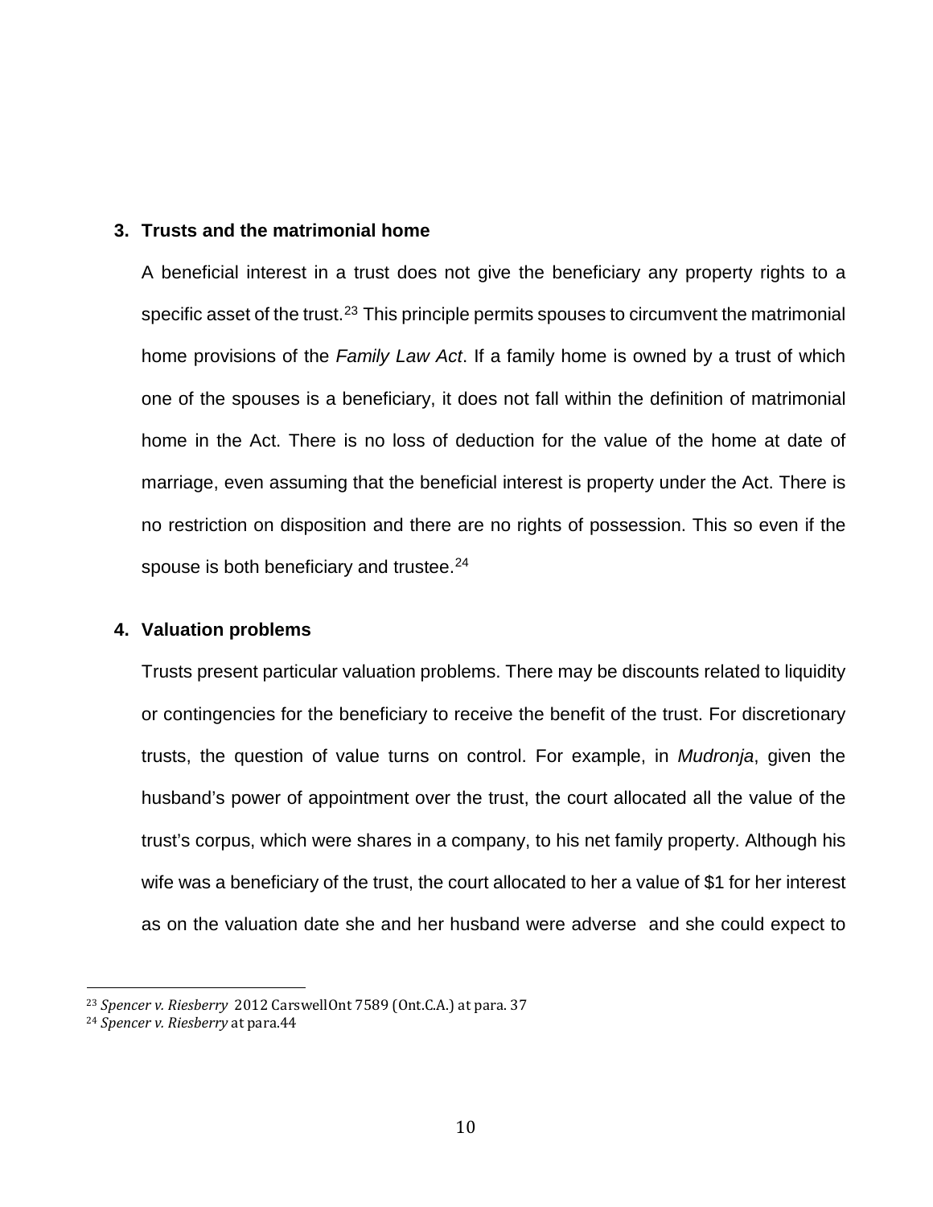### 3. Trusts and the matrimonial home

A beneficial interest in a trust does not give the beneficiary any property rights to a specific asset of the trust.[23] This principle permits spouses to circumvent the matrimonial home provisions of the *Family Law Act*. If a family home is owned by a trust of which one of the spouses is a beneficiary, it does not fall within the definition of matrimonial home in the Act. There is no loss of deduction for the value of the home at date of marriage, even assuming that the beneficial interest is property under the Act. There is no restriction on disposition and there are no rights of possession. This so even if the spouse is both beneficiary and trustee.[24]

### 4. Valuation problems

Trusts present particular valuation problems. There may be discounts related to liquidity or contingencies for the beneficiary to receive the benefit of the trust. For discretionary trusts, the question of value turns on control. For example, in *Mudronja*, given the husband's power of appointment over the trust, the court allocated all the value of the trust's corpus, which were shares in a company, to his net family property. Although his wife was a beneficiary of the trust, the court allocated to her a value of $1 for her interest as on the valuation date she and her husband were adverse and she could expect to

---

[23] *Spencer v. Riesberry* 2012 CarswellOnt 7589 (Ont.C.A.) at para. 37

[24] *Spencer v. Riesberry* at para.44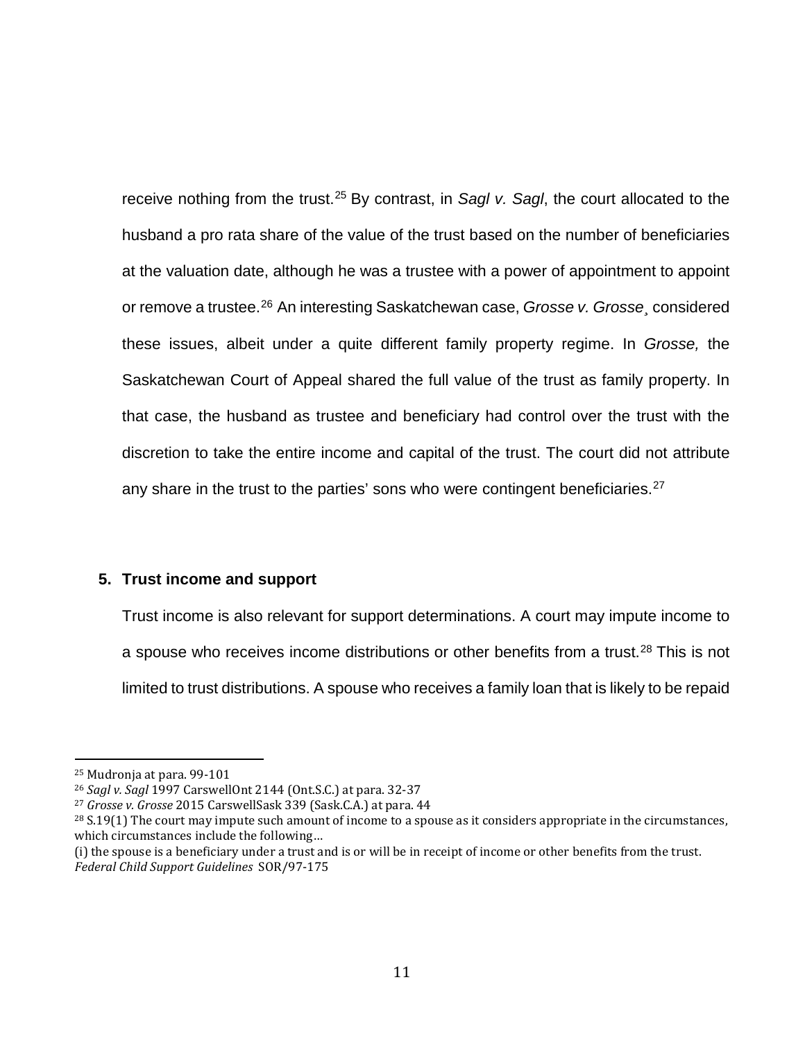receive nothing from the trust.[25] By contrast, in *Sagl v. Sagl*, the court allocated to the husband a pro rata share of the value of the trust based on the number of beneficiaries at the valuation date, although he was a trustee with a power of appointment to appoint or remove a trustee.[26] An interesting Saskatchewan case, *Grosse v. Grosse*¸ considered these issues, albeit under a quite different family property regime. In *Grosse,* the Saskatchewan Court of Appeal shared the full value of the trust as family property. In that case, the husband as trustee and beneficiary had control over the trust with the discretion to take the entire income and capital of the trust. The court did not attribute any share in the trust to the parties' sons who were contingent beneficiaries.[27]

### 5. Trust income and support

Trust income is also relevant for support determinations. A court may impute income to a spouse who receives income distributions or other benefits from a trust.[28] This is not limited to trust distributions. A spouse who receives a family loan that is likely to be repaid

---

[25] Mudronja at para. 99-101

[26] *Sagl v. Sagl* 1997 CarswellOnt 2144 (Ont.S.C.) at para. 32-37

[27] *Grosse v. Grosse* 2015 CarswellSask 339 (Sask.C.A.) at para. 44

[28] S.19(1) The court may impute such amount of income to a spouse as it considers appropriate in the circumstances, which circumstances include the following…

(i) the spouse is a beneficiary under a trust and is or will be in receipt of income or other benefits from the trust. *Federal Child Support Guidelines* SOR/97-175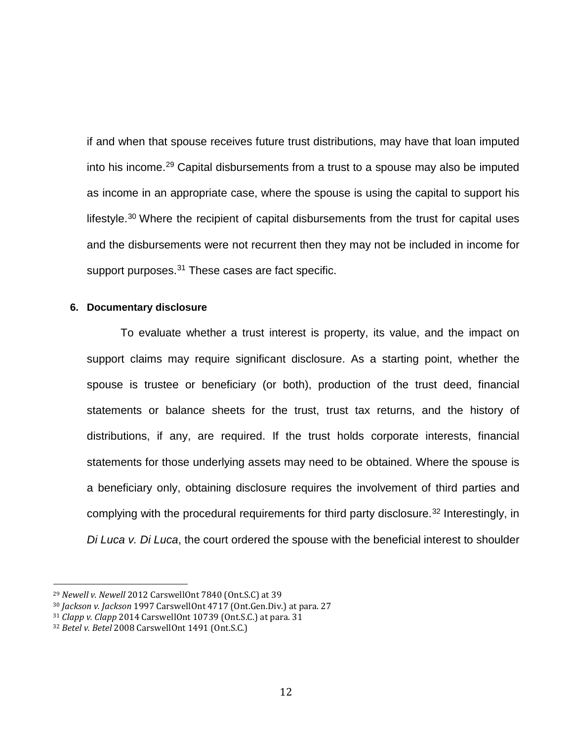if and when that spouse receives future trust distributions, may have that loan imputed into his income.[29] Capital disbursements from a trust to a spouse may also be imputed as income in an appropriate case, where the spouse is using the capital to support his lifestyle.[30] Where the recipient of capital disbursements from the trust for capital uses and the disbursements were not recurrent then they may not be included in income for support purposes.[31] These cases are fact specific.

**6. Documentary disclosure**

To evaluate whether a trust interest is property, its value, and the impact on support claims may require significant disclosure. As a starting point, whether the spouse is trustee or beneficiary (or both), production of the trust deed, financial statements or balance sheets for the trust, trust tax returns, and the history of distributions, if any, are required. If the trust holds corporate interests, financial statements for those underlying assets may need to be obtained. Where the spouse is a beneficiary only, obtaining disclosure requires the involvement of third parties and complying with the procedural requirements for third party disclosure.[32] Interestingly, in *Di Luca v. Di Luca*, the court ordered the spouse with the beneficial interest to shoulder

---

[29] *Newell v. Newell* 2012 CarswellOnt 7840 (Ont.S.C) at 39
[30] *Jackson v. Jackson* 1997 CarswellOnt 4717 (Ont.Gen.Div.) at para. 27
[31] *Clapp v. Clapp* 2014 CarswellOnt 10739 (Ont.S.C.) at para. 31
[32] *Betel v. Betel* 2008 CarswellOnt 1491 (Ont.S.C.)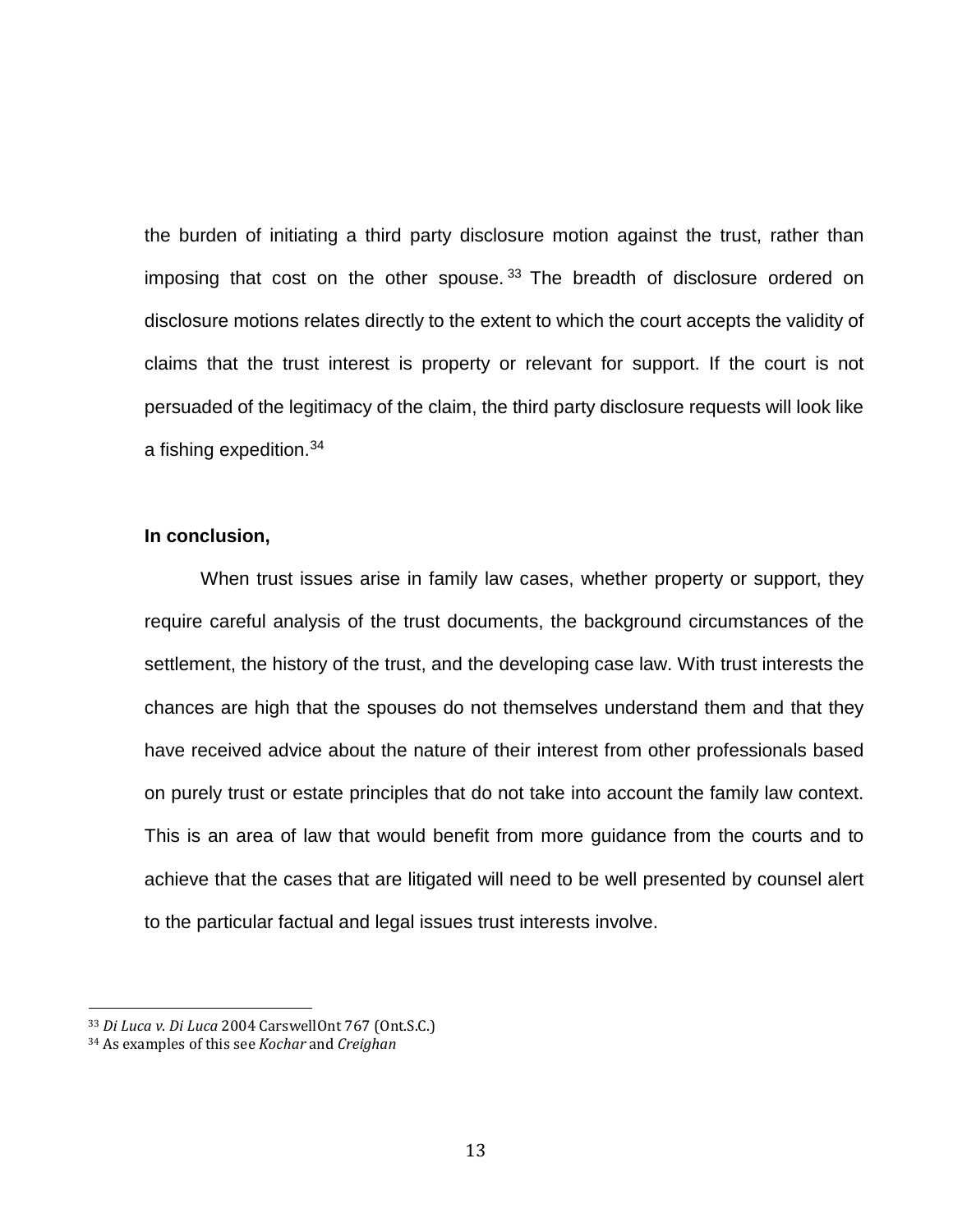the burden of initiating a third party disclosure motion against the trust, rather than imposing that cost on the other spouse.[33] The breadth of disclosure ordered on disclosure motions relates directly to the extent to which the court accepts the validity of claims that the trust interest is property or relevant for support. If the court is not persuaded of the legitimacy of the claim, the third party disclosure requests will look like a fishing expedition.[34]

**In conclusion,**

When trust issues arise in family law cases, whether property or support, they require careful analysis of the trust documents, the background circumstances of the settlement, the history of the trust, and the developing case law. With trust interests the chances are high that the spouses do not themselves understand them and that they have received advice about the nature of their interest from other professionals based on purely trust or estate principles that do not take into account the family law context. This is an area of law that would benefit from more guidance from the courts and to achieve that the cases that are litigated will need to be well presented by counsel alert to the particular factual and legal issues trust interests involve.

---

[33] *Di Luca v. Di Luca* 2004 CarswellOnt 767 (Ont.S.C.)

[34] As examples of this see *Kochar* and *Creighan*